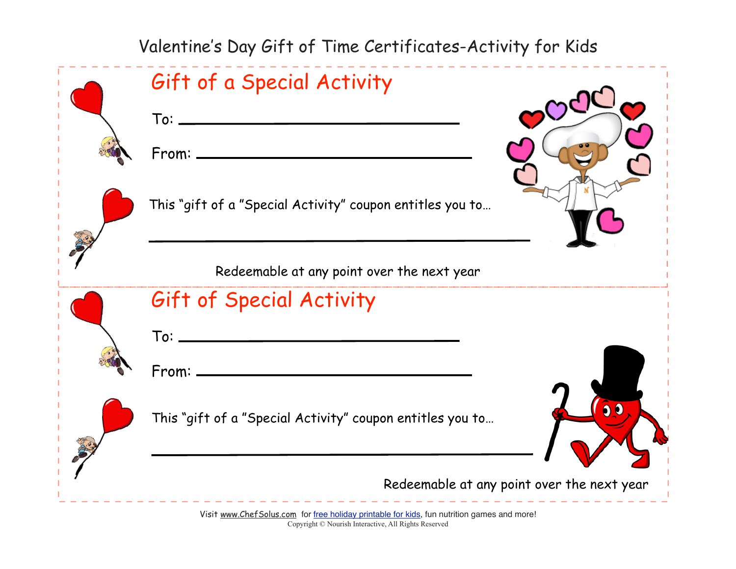# Valentine's Day Gift of Time Certificates-Activity for Kids

## Gift of a Special Activity

To: ______________________________

From: ______________________________

This "gift of a "Special Activity" coupon entitles you to…

______________________________________________

Redeemable at any point over the next year

## Gift of Special Activity

To: ______________________________

From: ______________________________

This "gift of a "Special Activity" coupon entitles you to…

______________________________________________

Redeemable at any point over the next year

Visit www.ChefSolus.com for free holiday printable for kids, fun nutrition games and more!

Copyright © Nourish Interactive, All Rights Reserved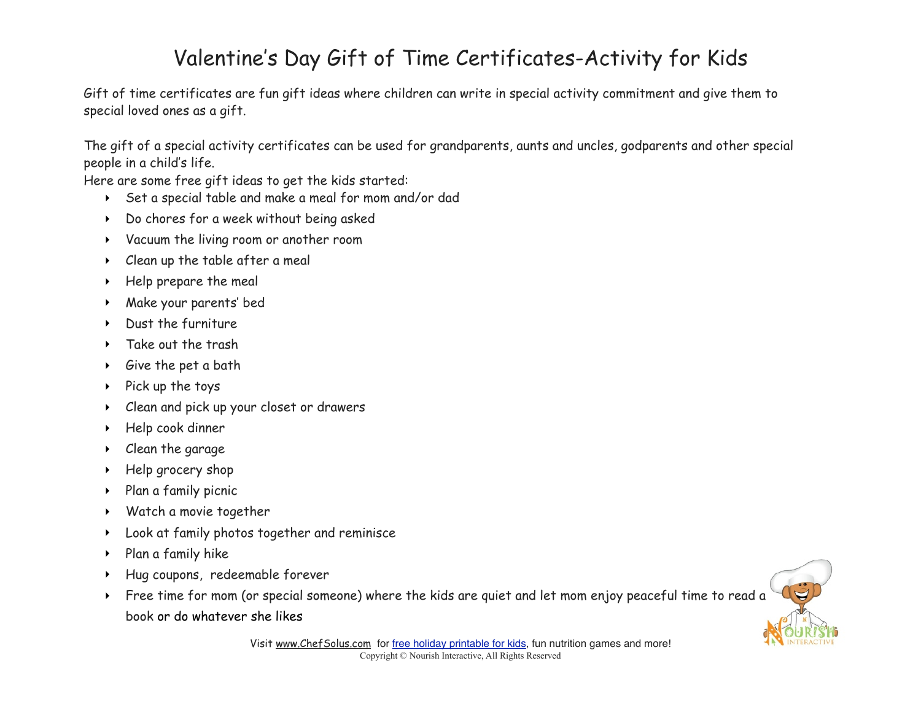# Valentine's Day Gift of Time Certificates-Activity for Kids

Gift of time certificates are fun gift ideas where children can write in special activity commitment and give them to special loved ones as a gift.

The gift of a special activity certificates can be used for grandparents, aunts and uncles, godparents and other special people in a child's life.

Here are some free gift ideas to get the kids started:

- Set a special table and make a meal for mom and/or dad
- Do chores for a week without being asked
- Vacuum the living room or another room
- Clean up the table after a meal
- Help prepare the meal
- Make your parents' bed
- Dust the furniture
- Take out the trash
- Give the pet a bath
- Pick up the toys
- Clean and pick up your closet or drawers
- Help cook dinner
- Clean the garage
- Help grocery shop
- Plan a family picnic
- Watch a movie together
- Look at family photos together and reminisce
- Plan a family hike
- Hug coupons, redeemable forever
- Free time for mom (or special someone) where the kids are quiet and let mom enjoy peaceful time to read a book or do whatever she likes

Visit www.ChefSolus.com for free holiday printable for kids, fun nutrition games and more!

Copyright © Nourish Interactive, All Rights Reserved